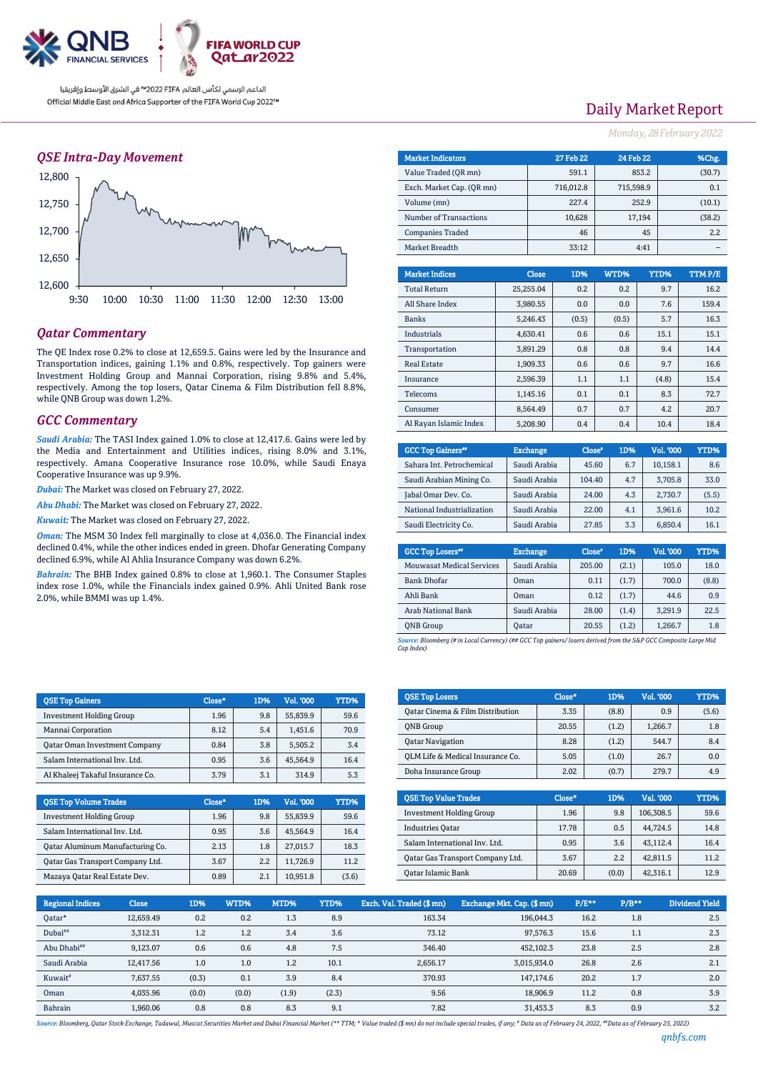الداعم الرسمي لكأس العالم FIFA 2022™ في الشرق الأوسط وإفريقيا
Official Middle East and Africa Supporter of the FIFA World Cup 2022™

# Daily Market Report

*Monday, 28 February 2022*

## QSE Intra-Day Movement

## Qatar Commentary

The QE Index rose 0.2% to close at 12,659.5. Gains were led by the Insurance and Transportation indices, gaining 1.1% and 0.8%, respectively. Top gainers were Investment Holding Group and Mannai Corporation, rising 9.8% and 5.4%, respectively. Among the top losers, Qatar Cinema & Film Distribution fell 8.8%, while QNB Group was down 1.2%.

## GCC Commentary

***Saudi Arabia:*** The TASI Index gained 1.0% to close at 12,417.6. Gains were led by the Media and Entertainment and Utilities indices, rising 8.0% and 3.1%, respectively. Amana Cooperative Insurance rose 10.0%, while Saudi Enaya Cooperative Insurance was up 9.9%.

***Dubai:*** The Market was closed on February 27, 2022.

***Abu Dhabi:*** The Market was closed on February 27, 2022.

***Kuwait:*** The Market was closed on February 27, 2022.

***Oman:*** The MSM 30 Index fell marginally to close at 4,036.0. The Financial index declined 0.4%, while the other indices ended in green. Dhofar Generating Company declined 6.9%, while Al Ahlia Insurance Company was down 6.2%.

***Bahrain:*** The BHB Index gained 0.8% to close at 1,960.1. The Consumer Staples index rose 1.0%, while the Financials index gained 0.9%. Ahli United Bank rose 2.0%, while BMMI was up 1.4%.

| Market Indicators | 27 Feb 22 | 24 Feb 22 | %Chg. |
|---|---|---|---|
| Value Traded (QR mn) | 591.1 | 853.2 | (30.7) |
| Exch. Market Cap. (QR mn) | 716,012.8 | 715,598.9 | 0.1 |
| Volume (mn) | 227.4 | 252.9 | (10.1) |
| Number of Transactions | 10,628 | 17,194 | (38.2) |
| Companies Traded | 46 | 45 | 2.2 |
| Market Breadth | 33:12 | 4:41 | – |

| Market Indices | Close | 1D% | WTD% | YTD% | TTM P/E |
|---|---|---|---|---|---|
| Total Return | 25,255.04 | 0.2 | 0.2 | 9.7 | 16.2 |
| All Share Index | 3,980.55 | 0.0 | 0.0 | 7.6 | 159.4 |
| Banks | 5,246.43 | (0.5) | (0.5) | 5.7 | 16.3 |
| Industrials | 4,630.41 | 0.6 | 0.6 | 15.1 | 15.1 |
| Transportation | 3,891.29 | 0.8 | 0.8 | 9.4 | 14.4 |
| Real Estate | 1,909.33 | 0.6 | 0.6 | 9.7 | 16.6 |
| Insurance | 2,596.39 | 1.1 | 1.1 | (4.8) | 15.4 |
| Telecoms | 1,145.16 | 0.1 | 0.1 | 8.3 | 72.7 |
| Consumer | 8,564.49 | 0.7 | 0.7 | 4.2 | 20.7 |
| Al Rayan Islamic Index | 5,208.90 | 0.4 | 0.4 | 10.4 | 18.4 |

| GCC Top Gainers## | Exchange | Close# | 1D% | Vol. '000 | YTD% |
|---|---|---|---|---|---|
| Sahara Int. Petrochemical | Saudi Arabia | 45.60 | 6.7 | 10,158.1 | 8.6 |
| Saudi Arabian Mining Co. | Saudi Arabia | 104.40 | 4.7 | 3,705.8 | 33.0 |
| Jabal Omar Dev. Co. | Saudi Arabia | 24.00 | 4.3 | 2,730.7 | (5.5) |
| National Industrialization | Saudi Arabia | 22.00 | 4.1 | 3,961.6 | 10.2 |
| Saudi Electricity Co. | Saudi Arabia | 27.85 | 3.3 | 6,850.4 | 16.1 |

| GCC Top Losers## | Exchange | Close# | 1D% | Vol. '000 | YTD% |
|---|---|---|---|---|---|
| Mouwasat Medical Services | Saudi Arabia | 205.00 | (2.1) | 105.0 | 18.0 |
| Bank Dhofar | Oman | 0.11 | (1.7) | 700.0 | (8.8) |
| Ahli Bank | Oman | 0.12 | (1.7) | 44.6 | 0.9 |
| Arab National Bank | Saudi Arabia | 28.00 | (1.4) | 3,291.9 | 22.5 |
| QNB Group | Qatar | 20.55 | (1.2) | 1,266.7 | 1.8 |

*Source: Bloomberg (# in Local Currency) (## GCC Top gainers/ losers derived from the S&P GCC Composite Large Mid Cap Index)*

| QSE Top Gainers | Close* | 1D% | Vol. '000 | YTD% |
|---|---|---|---|---|
| Investment Holding Group | 1.96 | 9.8 | 55,839.9 | 59.6 |
| Mannai Corporation | 8.12 | 5.4 | 1,451.6 | 70.9 |
| Qatar Oman Investment Company | 0.84 | 3.8 | 5,505.2 | 3.4 |
| Salam International Inv. Ltd. | 0.95 | 3.6 | 45,564.9 | 16.4 |
| Al Khaleej Takaful Insurance Co. | 3.79 | 3.1 | 314.9 | 5.3 |

| QSE Top Volume Trades | Close* | 1D% | Vol. '000 | YTD% |
|---|---|---|---|---|
| Investment Holding Group | 1.96 | 9.8 | 55,839.9 | 59.6 |
| Salam International Inv. Ltd. | 0.95 | 3.6 | 45,564.9 | 16.4 |
| Qatar Aluminum Manufacturing Co. | 2.13 | 1.8 | 27,015.7 | 18.3 |
| Qatar Gas Transport Company Ltd. | 3.67 | 2.2 | 11,726.9 | 11.2 |
| Mazaya Qatar Real Estate Dev. | 0.89 | 2.1 | 10,951.8 | (3.6) |

| QSE Top Losers | Close* | 1D% | Vol. '000 | YTD% |
|---|---|---|---|---|
| Qatar Cinema & Film Distribution | 3.35 | (8.8) | 0.9 | (5.6) |
| QNB Group | 20.55 | (1.2) | 1,266.7 | 1.8 |
| Qatar Navigation | 8.28 | (1.2) | 544.7 | 8.4 |
| QLM Life & Medical Insurance Co. | 5.05 | (1.0) | 26.7 | 0.0 |
| Doha Insurance Group | 2.02 | (0.7) | 279.7 | 4.9 |

| QSE Top Value Trades | Close* | 1D% | Val. '000 | YTD% |
|---|---|---|---|---|
| Investment Holding Group | 1.96 | 9.8 | 106,308.5 | 59.6 |
| Industries Qatar | 17.78 | 0.5 | 44,724.5 | 14.8 |
| Salam International Inv. Ltd. | 0.95 | 3.6 | 43,112.4 | 16.4 |
| Qatar Gas Transport Company Ltd. | 3.67 | 2.2 | 42,811.5 | 11.2 |
| Qatar Islamic Bank | 20.69 | (0.0) | 42,316.1 | 12.9 |

| Regional Indices | Close | 1D% | WTD% | MTD% | YTD% | Exch. Val. Traded ($ mn) | Exchange Mkt. Cap. ($ mn) | P/E** | P/B** | Dividend Yield |
|---|---|---|---|---|---|---|---|---|---|---|
| Qatar* | 12,659.49 | 0.2 | 0.2 | 1.3 | 8.9 | 163.34 | 196,044.3 | 16.2 | 1.8 | 2.5 |
| Dubai## | 3,312.31 | 1.2 | 1.2 | 3.4 | 3.6 | 73.12 | 97,576.3 | 15.6 | 1.1 | 2.3 |
| Abu Dhabi## | 9,123.07 | 0.6 | 0.6 | 4.8 | 7.5 | 346.40 | 452,102.3 | 23.8 | 2.5 | 2.8 |
| Saudi Arabia | 12,417.56 | 1.0 | 1.0 | 1.2 | 10.1 | 2,656.17 | 3,015,934.0 | 26.8 | 2.6 | 2.1 |
| Kuwait# | 7,637.55 | (0.3) | 0.1 | 3.9 | 8.4 | 370.93 | 147,174.6 | 20.2 | 1.7 | 2.0 |
| Oman | 4,035.96 | (0.0) | (0.0) | (1.9) | (2.3) | 9.56 | 18,906.9 | 11.2 | 0.8 | 3.9 |
| Bahrain | 1,960.06 | 0.8 | 0.8 | 8.3 | 9.1 | 7.82 | 31,453.3 | 8.3 | 0.9 | 3.2 |

*Source: Bloomberg, Qatar Stock Exchange, Tadawul, Muscat Securities Market and Dubai Financial Market (** TTM; * Value traded ($ mn) do not include special trades, if any; # Data as of February 24, 2022, ## Data as of February 25, 2022)*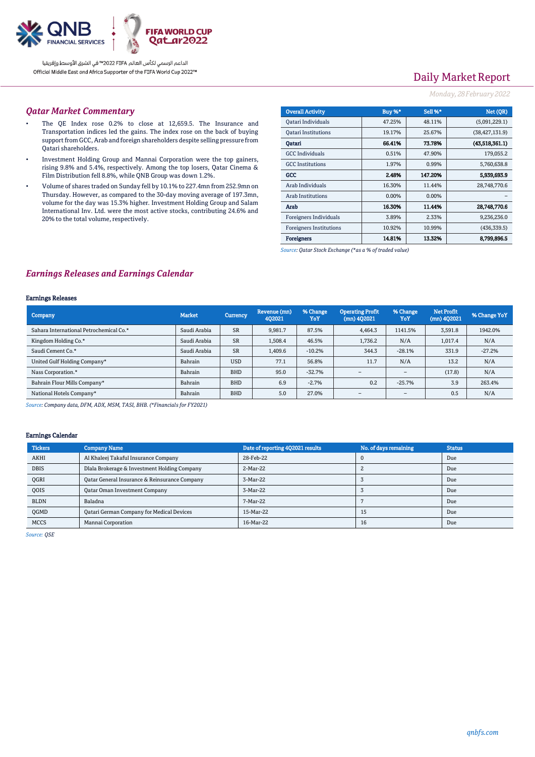# Daily Market Report

*Monday, 28 February 2022*

## Qatar Market Commentary

- The QE Index rose 0.2% to close at 12,659.5. The Insurance and Transportation indices led the gains. The index rose on the back of buying support from GCC, Arab and foreign shareholders despite selling pressure from Qatari shareholders.
- Investment Holding Group and Mannai Corporation were the top gainers, rising 9.8% and 5.4%, respectively. Among the top losers, Qatar Cinema & Film Distribution fell 8.8%, while QNB Group was down 1.2%.
- Volume of shares traded on Sunday fell by 10.1% to 227.4mn from 252.9mn on Thursday. However, as compared to the 30-day moving average of 197.3mn, volume for the day was 15.3% higher. Investment Holding Group and Salam International Inv. Ltd. were the most active stocks, contributing 24.6% and 20% to the total volume, respectively.

| Overall Activity | Buy %* | Sell %* | Net (QR) |
|---|---|---|---|
| Qatari Individuals | 47.25% | 48.11% | (5,091,229.1) |
| Qatari Institutions | 19.17% | 25.67% | (38,427,131.9) |
| **Qatari** | **66.41%** | **73.78%** | **(43,518,361.1)** |
| GCC Individuals | 0.51% | 47.90% | 179,055.2 |
| GCC Institutions | 1.97% | 0.99% | 5,760,638.8 |
| **GCC** | **2.48%** | **147.20%** | **5,939,693.9** |
| Arab Individuals | 16.30% | 11.44% | 28,748,770.6 |
| Arab Institutions | 0.00% | 0.00% | – |
| **Arab** | **16.30%** | **11.44%** | **28,748,770.6** |
| Foreigners Individuals | 3.89% | 2.33% | 9,236,236.0 |
| Foreigners Institutions | 10.92% | 10.99% | (436,339.5) |
| **Foreigners** | **14.81%** | **13.32%** | **8,799,896.5** |

*Source: Qatar Stock Exchange (\*as a % of traded value)*

## Earnings Releases and Earnings Calendar

### Earnings Releases

| Company | Market | Currency | Revenue (mn) 4Q2021 | % Change YoY | Operating Profit (mn) 4Q2021 | % Change YoY | Net Profit (mn) 4Q2021 | % Change YoY |
|---|---|---|---|---|---|---|---|---|
| Sahara International Petrochemical Co.* | Saudi Arabia | SR | 9,981.7 | 87.5% | 4,464.3 | 1141.5% | 3,591.8 | 1942.0% |
| Kingdom Holding Co.* | Saudi Arabia | SR | 1,508.4 | 46.5% | 1,736.2 | N/A | 1,017.4 | N/A |
| Saudi Cement Co.* | Saudi Arabia | SR | 1,409.6 | -10.2% | 344.3 | -28.1% | 331.9 | -27.2% |
| United Gulf Holding Company* | Bahrain | USD | 77.1 | 56.8% | 11.7 | N/A | 13.2 | N/A |
| Nass Corporation.* | Bahrain | BHD | 95.0 | -32.7% | – | – | (17.8) | N/A |
| Bahrain Flour Mills Company* | Bahrain | BHD | 6.9 | -2.7% | 0.2 | -25.7% | 3.9 | 263.4% |
| National Hotels Company* | Bahrain | BHD | 5.0 | 27.0% | – | – | 0.5 | N/A |

*Source: Company data, DFM, ADX, MSM, TASI, BHB. (\*Financials for FY2021)*

### Earnings Calendar

| Tickers | Company Name | Date of reporting 4Q2021 results | No. of days remaining | Status |
|---|---|---|---|---|
| AKHI | Al Khaleej Takaful Insurance Company | 28-Feb-22 | 0 | Due |
| DBIS | Dlala Brokerage & Investment Holding Company | 2-Mar-22 | 2 | Due |
| QGRI | Qatar General Insurance & Reinsurance Company | 3-Mar-22 | 3 | Due |
| QOIS | Qatar Oman Investment Company | 3-Mar-22 | 3 | Due |
| BLDN | Baladna | 7-Mar-22 | 7 | Due |
| QGMD | Qatari German Company for Medical Devices | 15-Mar-22 | 15 | Due |
| MCCS | Mannai Corporation | 16-Mar-22 | 16 | Due |

*Source: QSE*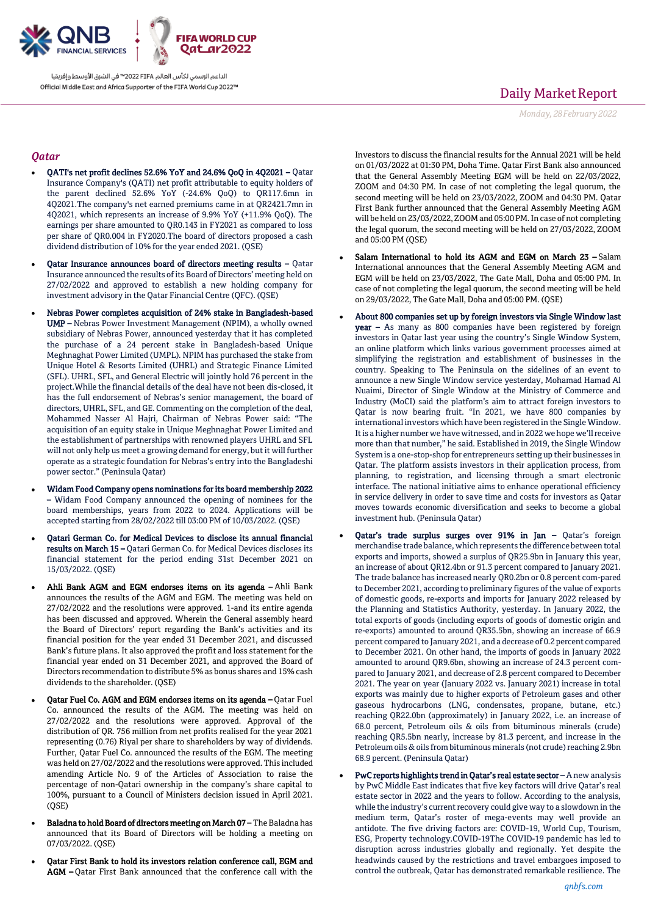## Qatar

- **QATI's net profit declines 52.6% YoY and 24.6% QoQ in 4Q2021 –** Qatar Insurance Company's (QATI) net profit attributable to equity holders of the parent declined 52.6% YoY (-24.6% QoQ) to QR117.6mn in 4Q2021.The company's net earned premiums came in at QR2421.7mn in 4Q2021, which represents an increase of 9.9% YoY (+11.9% QoQ). The earnings per share amounted to QR0.143 in FY2021 as compared to loss per share of QR0.004 in FY2020.The board of directors proposed a cash dividend distribution of 10% for the year ended 2021. (QSE)

- **Qatar Insurance announces board of directors meeting results –** Qatar Insurance announced the results of its Board of Directors' meeting held on 27/02/2022 and approved to establish a new holding company for investment advisory in the Qatar Financial Centre (QFC). (QSE)

- **Nebras Power completes acquisition of 24% stake in Bangladesh-based UMP –** Nebras Power Investment Management (NPIM), a wholly owned subsidiary of Nebras Power, announced yesterday that it has completed the purchase of a 24 percent stake in Bangladesh-based Unique Meghnaghat Power Limited (UMPL). NPIM has purchased the stake from Unique Hotel & Resorts Limited (UHRL) and Strategic Finance Limited (SFL). UHRL, SFL, and General Electric will jointly hold 76 percent in the project.While the financial details of the deal have not been dis-closed, it has the full endorsement of Nebras's senior management, the board of directors, UHRL, SFL, and GE. Commenting on the completion of the deal, Mohammed Nasser Al Hajri, Chairman of Nebras Power said: "The acquisition of an equity stake in Unique Meghnaghat Power Limited and the establishment of partnerships with renowned players UHRL and SFL will not only help us meet a growing demand for energy, but it will further operate as a strategic foundation for Nebras's entry into the Bangladeshi power sector." (Peninsula Qatar)

- **Widam Food Company opens nominations for its board membership 2022 –** Widam Food Company announced the opening of nominees for the board memberships, years from 2022 to 2024. Applications will be accepted starting from 28/02/2022 till 03:00 PM of 10/03/2022. (QSE)

- **Qatari German Co. for Medical Devices to disclose its annual financial results on March 15 –** Qatari German Co. for Medical Devices discloses its financial statement for the period ending 31st December 2021 on 15/03/2022. (QSE)

- **Ahli Bank AGM and EGM endorses items on its agenda –** Ahli Bank announces the results of the AGM and EGM. The meeting was held on 27/02/2022 and the resolutions were approved. 1-and its entire agenda has been discussed and approved. Wherein the General assembly heard the Board of Directors' report regarding the Bank's activities and its financial position for the year ended 31 December 2021, and discussed Bank's future plans. It also approved the profit and loss statement for the financial year ended on 31 December 2021, and approved the Board of Directors recommendation to distribute 5% as bonus shares and 15% cash dividends to the shareholder. (QSE)

- **Qatar Fuel Co. AGM and EGM endorses items on its agenda –** Qatar Fuel Co. announced the results of the AGM. The meeting was held on 27/02/2022 and the resolutions were approved. Approval of the distribution of QR. 756 million from net profits realised for the year 2021 representing (0.76) Riyal per share to shareholders by way of dividends. Further, Qatar Fuel Co. announced the results of the EGM. The meeting was held on 27/02/2022 and the resolutions were approved. This included amending Article No. 9 of the Articles of Association to raise the percentage of non-Qatari ownership in the company's share capital to 100%, pursuant to a Council of Ministers decision issued in April 2021. (QSE)

- **Baladna to hold Board of directors meeting on March 07 –** The Baladna has announced that its Board of Directors will be holding a meeting on 07/03/2022. (QSE)

- **Qatar First Bank to hold its investors relation conference call, EGM and AGM –** Qatar First Bank announced that the conference call with the Investors to discuss the financial results for the Annual 2021 will be held on 01/03/2022 at 01:30 PM, Doha Time. Qatar First Bank also announced that the General Assembly Meeting EGM will be held on 22/03/2022, ZOOM and 04:30 PM. In case of not completing the legal quorum, the second meeting will be held on 23/03/2022, ZOOM and 04:30 PM. Qatar First Bank further announced that the General Assembly Meeting AGM will be held on 23/03/2022, ZOOM and 05:00 PM. In case of not completing the legal quorum, the second meeting will be held on 27/03/2022, ZOOM and 05:00 PM (QSE)

- **Salam International to hold its AGM and EGM on March 23 –** Salam International announces that the General Assembly Meeting AGM and EGM will be held on 23/03/2022, The Gate Mall, Doha and 05:00 PM. In case of not completing the legal quorum, the second meeting will be held on 29/03/2022, The Gate Mall, Doha and 05:00 PM. (QSE)

- **About 800 companies set up by foreign investors via Single Window last year –** As many as 800 companies have been registered by foreign investors in Qatar last year using the country's Single Window System, an online platform which links various government processes aimed at simplifying the registration and establishment of businesses in the country. Speaking to The Peninsula on the sidelines of an event to announce a new Single Window service yesterday, Mohamad Hamad Al Nuaimi, Director of Single Window at the Ministry of Commerce and Industry (MoCI) said the platform's aim to attract foreign investors to Qatar is now bearing fruit. "In 2021, we have 800 companies by international investors which have been registered in the Single Window. It is a higher number we have witnessed, and in 2022 we hope we'll receive more than that number," he said. Established in 2019, the Single Window System is a one-stop-shop for entrepreneurs setting up their businesses in Qatar. The platform assists investors in their application process, from planning, to registration, and licensing through a smart electronic interface. The national initiative aims to enhance operational efficiency in service delivery in order to save time and costs for investors as Qatar moves towards economic diversification and seeks to become a global investment hub. (Peninsula Qatar)

- **Qatar's trade surplus surges over 91% in Jan –** Qatar's foreign merchandise trade balance, which represents the difference between total exports and imports, showed a surplus of QR25.9bn in January this year, an increase of about QR12.4bn or 91.3 percent compared to January 2021. The trade balance has increased nearly QR0.2bn or 0.8 percent com-pared to December 2021, according to preliminary figures of the value of exports of domestic goods, re-exports and imports for January 2022 released by the Planning and Statistics Authority, yesterday. In January 2022, the total exports of goods (including exports of goods of domestic origin and re-exports) amounted to around QR35.5bn, showing an increase of 66.9 percent compared to January 2021, and a decrease of 0.2 percent compared to December 2021. On other hand, the imports of goods in January 2022 amounted to around QR9.6bn, showing an increase of 24.3 percent com-pared to January 2021, and decrease of 2.8 percent compared to December 2021. The year on year (January 2022 vs. January 2021) increase in total exports was mainly due to higher exports of Petroleum gases and other gaseous hydrocarbons (LNG, condensates, propane, butane, etc.) reaching QR22.0bn (approximately) in January 2022, i.e. an increase of 68.0 percent, Petroleum oils & oils from bituminous minerals (crude) reaching QR5.5bn nearly, increase by 81.3 percent, and increase in the Petroleum oils & oils from bituminous minerals (not crude) reaching 2.9bn 68.9 percent. (Peninsula Qatar)

- **PwC reports highlights trend in Qatar's real estate sector –** A new analysis by PwC Middle East indicates that five key factors will drive Qatar's real estate sector in 2022 and the years to follow. According to the analysis, while the industry's current recovery could give way to a slowdown in the medium term, Qatar's roster of mega-events may well provide an antidote. The five driving factors are: COVID-19, World Cup, Tourism, ESG, Property technology.COVID-19 The COVID-19 pandemic has led to disruption across industries globally and regionally. Yet despite the headwinds caused by the restrictions and travel embargoes imposed to control the outbreak, Qatar has demonstrated remarkable resilience. The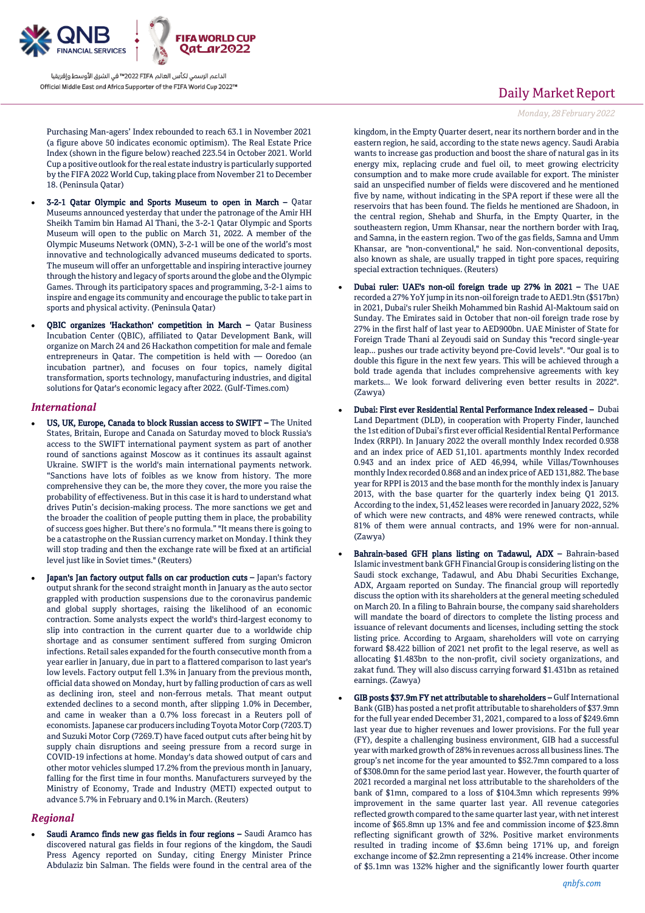Purchasing Man-agers' Index rebounded to reach 63.1 in November 2021 (a figure above 50 indicates economic optimism). The Real Estate Price Index (shown in the figure below) reached 223.54 in October 2021. World Cup a positive outlook for the real estate industry is particularly supported by the FIFA 2022 World Cup, taking place from November 21 to December 18. (Peninsula Qatar)

- **3-2-1 Qatar Olympic and Sports Museum to open in March –** Qatar Museums announced yesterday that under the patronage of the Amir HH Sheikh Tamim bin Hamad Al Thani, the 3-2-1 Qatar Olympic and Sports Museum will open to the public on March 31, 2022. A member of the Olympic Museums Network (OMN), 3-2-1 will be one of the world's most innovative and technologically advanced museums dedicated to sports. The museum will offer an unforgettable and inspiring interactive journey through the history and legacy of sports around the globe and the Olympic Games. Through its participatory spaces and programming, 3-2-1 aims to inspire and engage its community and encourage the public to take part in sports and physical activity. (Peninsula Qatar)
- **QBIC organizes 'Hackathon' competition in March –** Qatar Business Incubation Center (QBIC), affiliated to Qatar Development Bank, will organize on March 24 and 26 Hackathon competition for male and female entrepreneurs in Qatar. The competition is held with — Ooredoo (an incubation partner), and focuses on four topics, namely digital transformation, sports technology, manufacturing industries, and digital solutions for Qatar's economic legacy after 2022. (Gulf-Times.com)

## International

- **US, UK, Europe, Canada to block Russian access to SWIFT –** The United States, Britain, Europe and Canada on Saturday moved to block Russia's access to the SWIFT international payment system as part of another round of sanctions against Moscow as it continues its assault against Ukraine. SWIFT is the world's main international payments network. "Sanctions have lots of foibles as we know from history. The more comprehensive they can be, the more they cover, the more you raise the probability of effectiveness. But in this case it is hard to understand what drives Putin's decision-making process. The more sanctions we get and the broader the coalition of people putting them in place, the probability of success goes higher. But there's no formula." "It means there is going to be a catastrophe on the Russian currency market on Monday. I think they will stop trading and then the exchange rate will be fixed at an artificial level just like in Soviet times." (Reuters)
- **Japan's Jan factory output falls on car production cuts –** Japan's factory output shrank for the second straight month in January as the auto sector grappled with production suspensions due to the coronavirus pandemic and global supply shortages, raising the likelihood of an economic contraction. Some analysts expect the world's third-largest economy to slip into contraction in the current quarter due to a worldwide chip shortage and as consumer sentiment suffered from surging Omicron infections. Retail sales expanded for the fourth consecutive month from a year earlier in January, due in part to a flattered comparison to last year's low levels. Factory output fell 1.3% in January from the previous month, official data showed on Monday, hurt by falling production of cars as well as declining iron, steel and non-ferrous metals. That meant output extended declines to a second month, after slipping 1.0% in December, and came in weaker than a 0.7% loss forecast in a Reuters poll of economists. Japanese car producers including Toyota Motor Corp (7203.T) and Suzuki Motor Corp (7269.T) have faced output cuts after being hit by supply chain disruptions and seeing pressure from a record surge in COVID-19 infections at home. Monday's data showed output of cars and other motor vehicles slumped 17.2% from the previous month in January, falling for the first time in four months. Manufacturers surveyed by the Ministry of Economy, Trade and Industry (METI) expected output to advance 5.7% in February and 0.1% in March. (Reuters)

## Regional

- **Saudi Aramco finds new gas fields in four regions –** Saudi Aramco has discovered natural gas fields in four regions of the kingdom, the Saudi Press Agency reported on Sunday, citing Energy Minister Prince Abdulaziz bin Salman. The fields were found in the central area of the kingdom, in the Empty Quarter desert, near its northern border and in the eastern region, he said, according to the state news agency. Saudi Arabia wants to increase gas production and boost the share of natural gas in its energy mix, replacing crude and fuel oil, to meet growing electricity consumption and to make more crude available for export. The minister said an unspecified number of fields were discovered and he mentioned five by name, without indicating in the SPA report if these were all the reservoirs that has been found. The fields he mentioned are Shadoon, in the central region, Shehab and Shurfa, in the Empty Quarter, in the southeastern region, Umm Khansar, near the northern border with Iraq, and Samna, in the eastern region. Two of the gas fields, Samna and Umm Khansar, are "non-conventional," he said. Non-conventional deposits, also known as shale, are usually trapped in tight pore spaces, requiring special extraction techniques. (Reuters)
- **Dubai ruler: UAE's non-oil foreign trade up 27% in 2021 –** The UAE recorded a 27% YoY jump in its non-oil foreign trade to AED1.9tn ($517bn) in 2021, Dubai's ruler Sheikh Mohammed bin Rashid Al-Maktoum said on Sunday. The Emirates said in October that non-oil foreign trade rose by 27% in the first half of last year to AED900bn. UAE Minister of State for Foreign Trade Thani al Zeyoudi said on Sunday this "record single-year leap... pushes our trade activity beyond pre-Covid levels". "Our goal is to double this figure in the next few years. This will be achieved through a bold trade agenda that includes comprehensive agreements with key markets... We look forward delivering even better results in 2022". (Zawya)
- **Dubai: First ever Residential Rental Performance Index released –** Dubai Land Department (DLD), in cooperation with Property Finder, launched the 1st edition of Dubai's first ever official Residential Rental Performance Index (RRPI). In January 2022 the overall monthly Index recorded 0.938 and an index price of AED 51,101. apartments monthly Index recorded 0.943 and an index price of AED 46,994, while Villas/Townhouses monthly Index recorded 0.868 and an index price of AED 131,882. The base year for RPPI is 2013 and the base month for the monthly index is January 2013, with the base quarter for the quarterly index being Q1 2013. According to the index, 51,452 leases were recorded in January 2022, 52% of which were new contracts, and 48% were renewed contracts, while 81% of them were annual contracts, and 19% were for non-annual. (Zawya)
- **Bahrain-based GFH plans listing on Tadawul, ADX –** Bahrain-based Islamic investment bank GFH Financial Group is considering listing on the Saudi stock exchange, Tadawul, and Abu Dhabi Securities Exchange, ADX, Argaam reported on Sunday. The financial group will reportedly discuss the option with its shareholders at the general meeting scheduled on March 20. In a filing to Bahrain bourse, the company said shareholders will mandate the board of directors to complete the listing process and issuance of relevant documents and licenses, including setting the stock listing price. According to Argaam, shareholders will vote on carrying forward $8.422 billion of 2021 net profit to the legal reserve, as well as allocating $1.483bn to the non-profit, civil society organizations, and zakat fund. They will also discuss carrying forward $1.431bn as retained earnings. (Zawya)
- **GIB posts $37.9m FY net attributable to shareholders –** Gulf International Bank (GIB) has posted a net profit attributable to shareholders of $37.9mn for the full year ended December 31, 2021, compared to a loss of $249.6mn last year due to higher revenues and lower provisions. For the full year (FY), despite a challenging business environment, GIB had a successful year with marked growth of 28% in revenues across all business lines. The group's net income for the year amounted to $52.7mn compared to a loss of $308.0mn for the same period last year. However, the fourth quarter of 2021 recorded a marginal net loss attributable to the shareholders of the bank of $1mn, compared to a loss of $104.3mn which represents 99% improvement in the same quarter last year. All revenue categories reflected growth compared to the same quarter last year, with net interest income of $65.8mn up 13% and fee and commission income of $23.8mn reflecting significant growth of 32%. Positive market environments resulted in trading income of $3.6mn being 171% up, and foreign exchange income of $2.2mn representing a 214% increase. Other income of $5.1mn was 132% higher and the significantly lower fourth quarter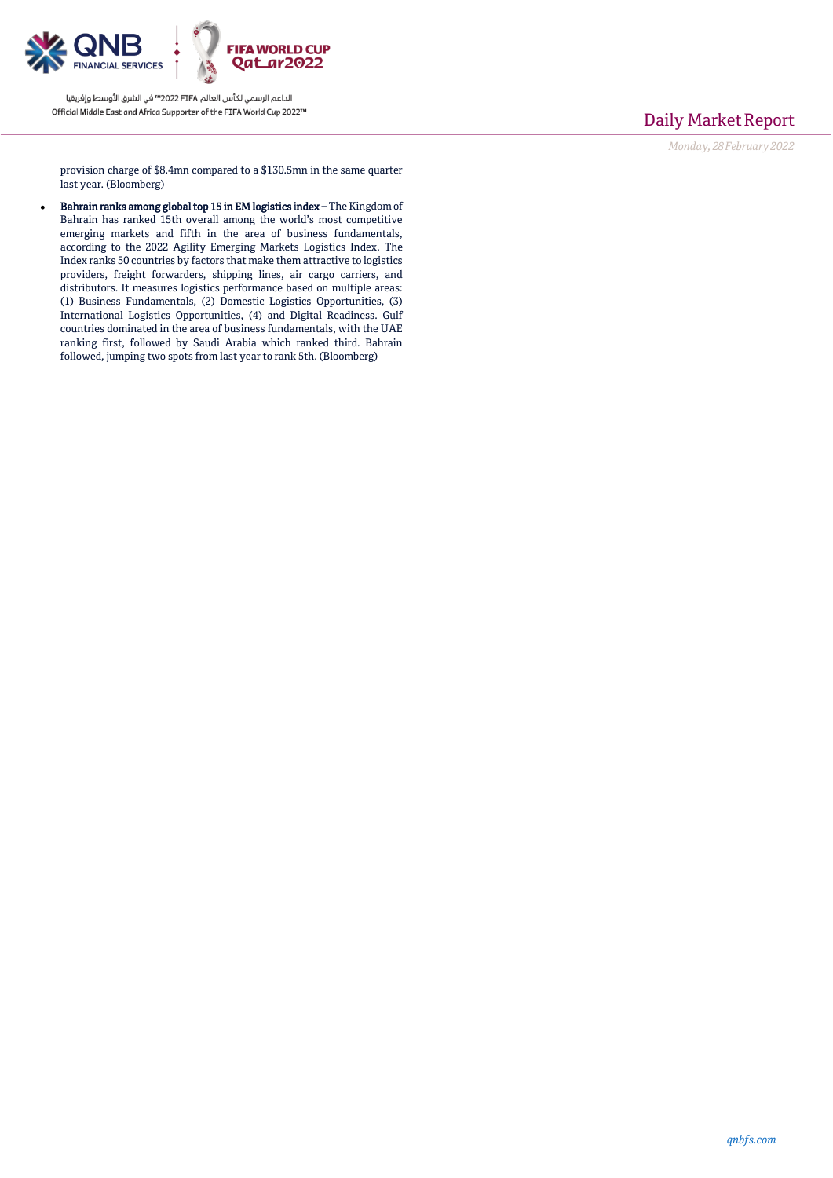provision charge of $8.4mn compared to a $130.5mn in the same quarter last year. (Bloomberg)

- **Bahrain ranks among global top 15 in EM logistics index –** The Kingdom of Bahrain has ranked 15th overall among the world's most competitive emerging markets and fifth in the area of business fundamentals, according to the 2022 Agility Emerging Markets Logistics Index. The Index ranks 50 countries by factors that make them attractive to logistics providers, freight forwarders, shipping lines, air cargo carriers, and distributors. It measures logistics performance based on multiple areas: (1) Business Fundamentals, (2) Domestic Logistics Opportunities, (3) International Logistics Opportunities, (4) and Digital Readiness. Gulf countries dominated in the area of business fundamentals, with the UAE ranking first, followed by Saudi Arabia which ranked third. Bahrain followed, jumping two spots from last year to rank 5th. (Bloomberg)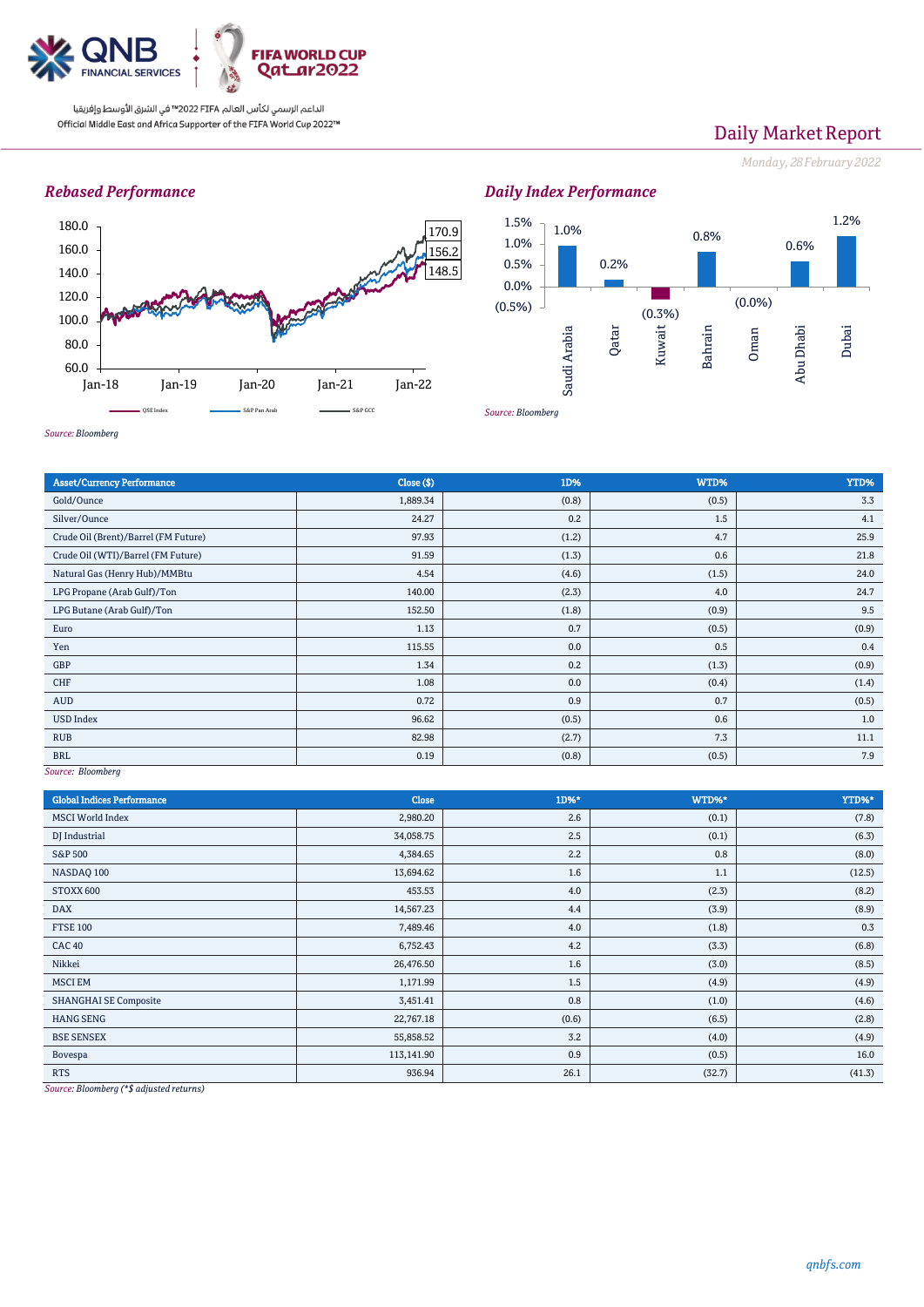QNB FINANCIAL SERVICES

الداعم الرسمي لكأس العالم FIFA 2022™ في الشرق الأوسط وإفريقيا
Official Middle East and Africa Supporter of the FIFA World Cup 2022™

# Daily Market Report

*Monday, 28 February 2022*

### *Rebased Performance*

*Source: Bloomberg*

### *Daily Index Performance*

*Source: Bloomberg*

| Asset/Currency Performance | Close ($) | 1D% | WTD% | YTD% |
|---|---|---|---|---|
| Gold/Ounce | 1,889.34 | (0.8) | (0.5) | 3.3 |
| Silver/Ounce | 24.27 | 0.2 | 1.5 | 4.1 |
| Crude Oil (Brent)/Barrel (FM Future) | 97.93 | (1.2) | 4.7 | 25.9 |
| Crude Oil (WTI)/Barrel (FM Future) | 91.59 | (1.3) | 0.6 | 21.8 |
| Natural Gas (Henry Hub)/MMBtu | 4.54 | (4.6) | (1.5) | 24.0 |
| LPG Propane (Arab Gulf)/Ton | 140.00 | (2.3) | 4.0 | 24.7 |
| LPG Butane (Arab Gulf)/Ton | 152.50 | (1.8) | (0.9) | 9.5 |
| Euro | 1.13 | 0.7 | (0.5) | (0.9) |
| Yen | 115.55 | 0.0 | 0.5 | 0.4 |
| GBP | 1.34 | 0.2 | (1.3) | (0.9) |
| CHF | 1.08 | 0.0 | (0.4) | (1.4) |
| AUD | 0.72 | 0.9 | 0.7 | (0.5) |
| USD Index | 96.62 | (0.5) | 0.6 | 1.0 |
| RUB | 82.98 | (2.7) | 7.3 | 11.1 |
| BRL | 0.19 | (0.8) | (0.5) | 7.9 |

*Source: Bloomberg*

| Global Indices Performance | Close | 1D%* | WTD%* | YTD%* |
|---|---|---|---|---|
| MSCI World Index | 2,980.20 | 2.6 | (0.1) | (7.8) |
| DJ Industrial | 34,058.75 | 2.5 | (0.1) | (6.3) |
| S&P 500 | 4,384.65 | 2.2 | 0.8 | (8.0) |
| NASDAQ 100 | 13,694.62 | 1.6 | 1.1 | (12.5) |
| STOXX 600 | 453.53 | 4.0 | (2.3) | (8.2) |
| DAX | 14,567.23 | 4.4 | (3.9) | (8.9) |
| FTSE 100 | 7,489.46 | 4.0 | (1.8) | 0.3 |
| CAC 40 | 6,752.43 | 4.2 | (3.3) | (6.8) |
| Nikkei | 26,476.50 | 1.6 | (3.0) | (8.5) |
| MSCI EM | 1,171.99 | 1.5 | (4.9) | (4.9) |
| SHANGHAI SE Composite | 3,451.41 | 0.8 | (1.0) | (4.6) |
| HANG SENG | 22,767.18 | (0.6) | (6.5) | (2.8) |
| BSE SENSEX | 55,858.52 | 3.2 | (4.0) | (4.9) |
| Bovespa | 113,141.90 | 0.9 | (0.5) | 16.0 |
| RTS | 936.94 | 26.1 | (32.7) | (41.3) |

*Source: Bloomberg (*$ adjusted returns)*

*qnbfs.com*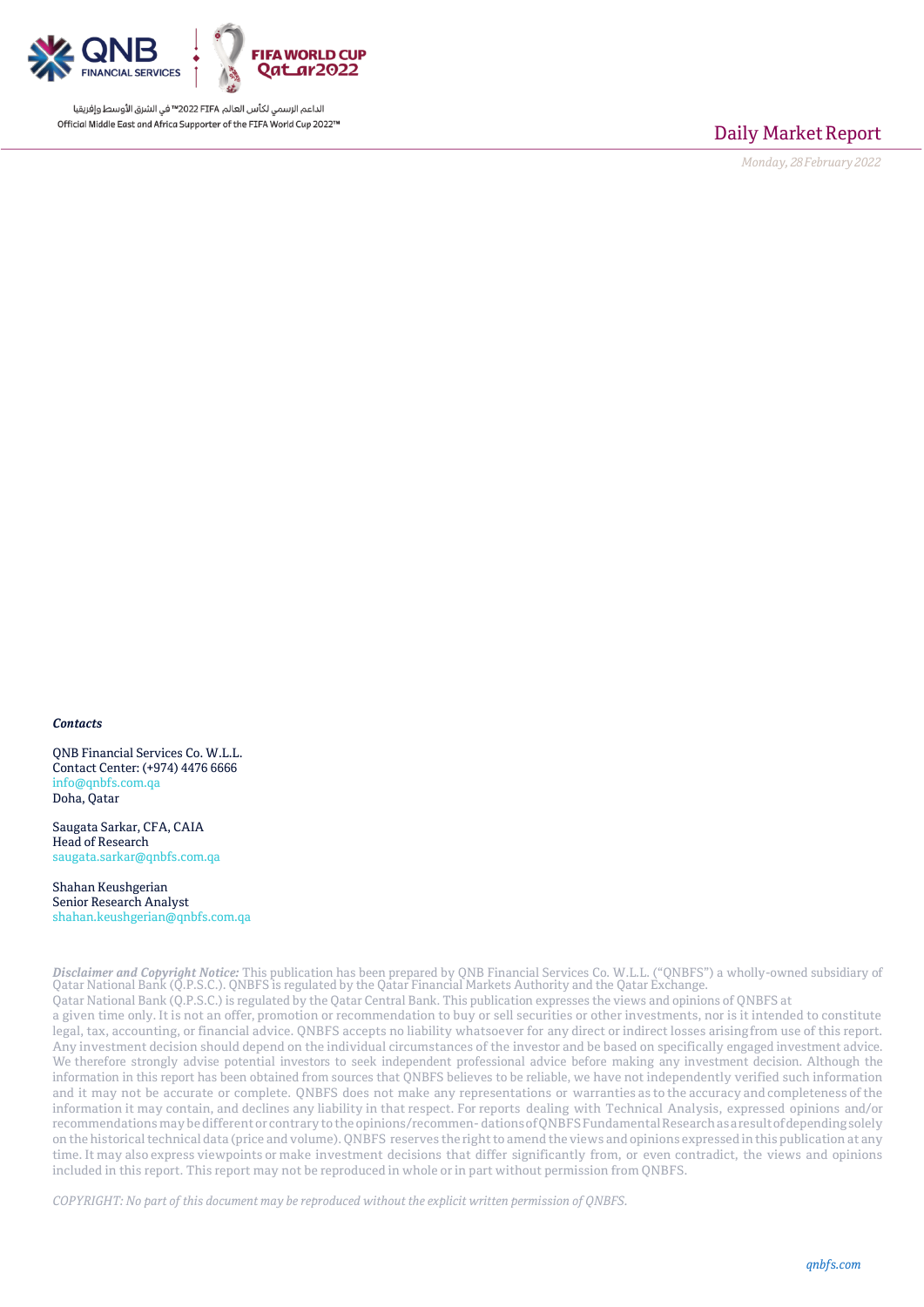***Contacts***

QNB Financial Services Co. W.L.L.
Contact Center: (+974) 4476 6666
info@qnbfs.com.qa
Doha, Qatar

Saugata Sarkar, CFA, CAIA
Head of Research
saugata.sarkar@qnbfs.com.qa

Shahan Keushgerian
Senior Research Analyst
shahan.keushgerian@qnbfs.com.qa

***Disclaimer and Copyright Notice:*** This publication has been prepared by QNB Financial Services Co. W.L.L. ("QNBFS") a wholly-owned subsidiary of Qatar National Bank (Q.P.S.C.). QNBFS is regulated by the Qatar Financial Markets Authority and the Qatar Exchange. Qatar National Bank (Q.P.S.C.) is regulated by the Qatar Central Bank. This publication expresses the views and opinions of QNBFS at a given time only. It is not an offer, promotion or recommendation to buy or sell securities or other investments, nor is it intended to constitute legal, tax, accounting, or financial advice. QNBFS accepts no liability whatsoever for any direct or indirect losses arising from use of this report. Any investment decision should depend on the individual circumstances of the investor and be based on specifically engaged investment advice. We therefore strongly advise potential investors to seek independent professional advice before making any investment decision. Although the information in this report has been obtained from sources that QNBFS believes to be reliable, we have not independently verified such information and it may not be accurate or complete. QNBFS does not make any representations or warranties as to the accuracy and completeness of the information it may contain, and declines any liability in that respect. For reports dealing with Technical Analysis, expressed opinions and/or recommendations may be different or contrary to the opinions/recommen- dations of QNBFS Fundamental Research as a result of depending solely on the historical technical data (price and volume). QNBFS reserves the right to amend the views and opinions expressed in this publication at any time. It may also express viewpoints or make investment decisions that differ significantly from, or even contradict, the views and opinions included in this report. This report may not be reproduced in whole or in part without permission from QNBFS.

*COPYRIGHT: No part of this document may be reproduced without the explicit written permission of QNBFS.*